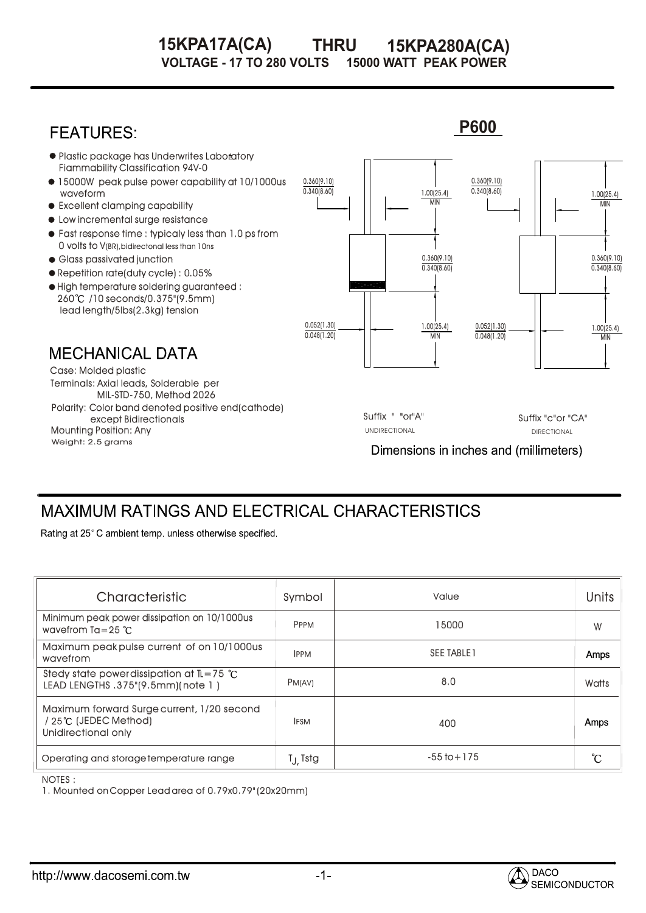# 15KPA17A(CA) THRU 15KPA280A(CA)

**VOLTAGE - 17 TO 280 VOLTS 15000 WATT PEAK POWER**

## FEATURES:

- Plastic package has Underwrites Laboratory Flammability Classification 94V-0
- 15000W peak pulse power capability at 10/1000us waveform
- Excellent clamping capability
- Low incremental surge resistance
- Fast response time : typicaly less than 1.0 ps from 0 volts to $V_{(BR)}$, bidirectonal less than 10ns
- Glass passivated junction
- Repetition rate(duty cycle) : 0.05%
- High temperature soldering guaranteed : 260℃ /10 seconds/0.375"(9.5mm) lead length/5lbs(2.3kg) tension

**P600**

0.360(9.10) / 0.340(8.60)

1.00(25.4) MIN

0.360(9.10) / 0.340(8.60)

0.052(1.30) / 0.048(1.20)

1.00(25.4) MIN

Suffix " "or"A" UNIDIRECTIONAL

Suffix "c"or "CA" DIRECTIONAL

Dimensions in inches and (millimeters)

## MECHANICAL DATA

Case: Molded plastic

Terminals: Axial leads, Solderable per MIL-STD-750, Method 2026

Polarity: Color band denoted positive end(cathode) except Bidirectionals

Mounting Position: Any

Weight: 2.5 grams

## MAXIMUM RATINGS AND ELECTRICAL CHARACTERISTICS

Rating at 25° C ambient temp. unless otherwise specified.

| Characteristic | Symbol | Value | Units |
|---|---|---|---|
| Minimum peak power dissipation on 10/1000us wavefrom Ta=25 ℃ | $P_{PPM}$ | 15000 | W |
| Maximum peak pulse current of on 10/1000us wavefrom | $I_{PPM}$ | SEE TABLE1 | Amps |
| Stedy state power dissipation at $T_L$=75 ℃ LEAD LENGTHS .375"(9.5mm)(note 1) | $P_{M(AV)}$ | 8.0 | Watts |
| Maximum forward Surge current, 1/20 second / 25℃ (JEDEC Method) Unidirectional only | $I_{FSM}$ | 400 | Amps |
| Operating and storage temperature range | $T_J$, Tstg | -55 to+175 | ℃ |

NOTES :

1. Mounted on Copper Lead area of 0.79x0.79"(20x20mm)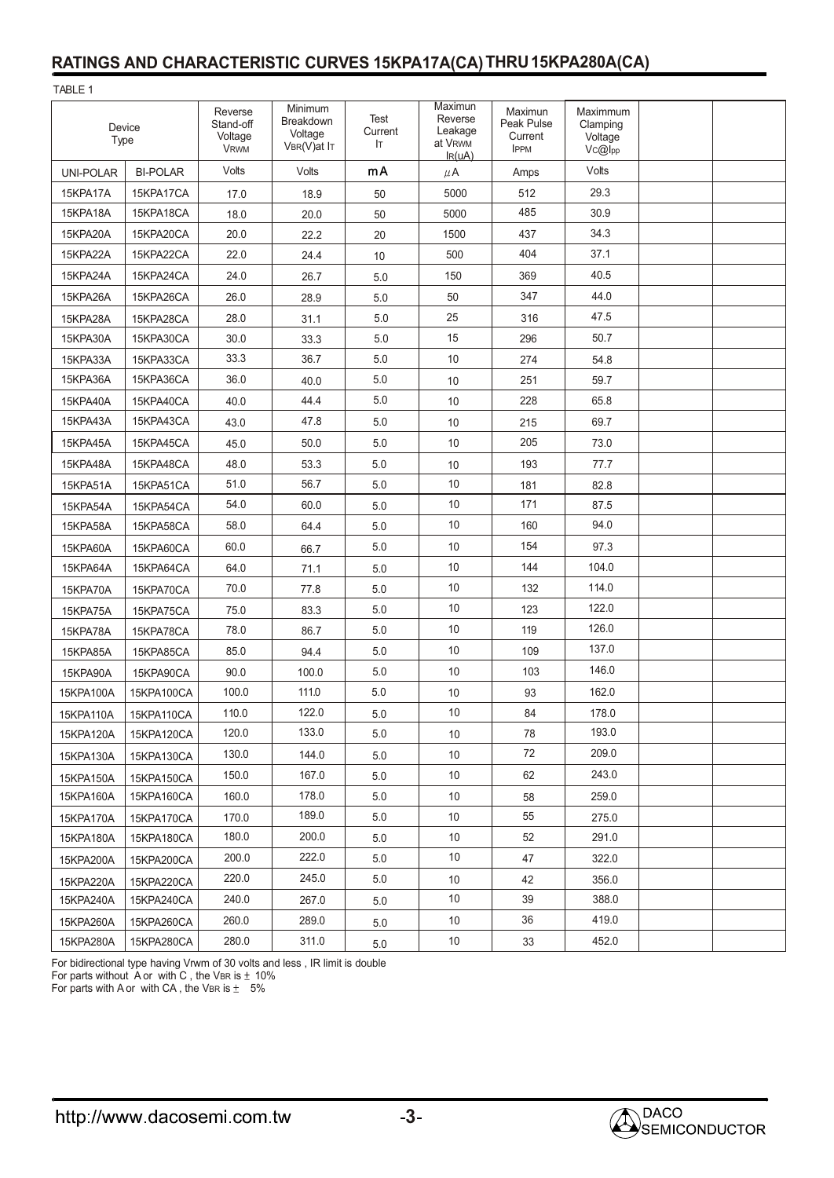## RATINGS AND CHARACTERISTIC CURVES 15KPA17A(CA) THRU 15KPA280A(CA)

TABLE 1

| Device Type | | Reverse Stand-off Voltage $V_{RWM}$ | Minimum Breakdown Voltage $V_{BR}$(V)at $I_T$ | Test Current $I_T$ | Maximun Reverse Leakage at $V_{RWM}$ $I_R$(uA) | Maximun Peak Pulse Current $I_{PPM}$ | Maximmum Clamping Voltage $V_C$@$I_{PP}$ | | |
|---|---|---|---|---|---|---|---|---|---|
| UNI-POLAR | BI-POLAR | Volts | Volts | mA | μA | Amps | Volts | | |
| 15KPA17A | 15KPA17CA | 17.0 | 18.9 | 50 | 5000 | 512 | 29.3 | | |
| 15KPA18A | 15KPA18CA | 18.0 | 20.0 | 50 | 5000 | 485 | 30.9 | | |
| 15KPA20A | 15KPA20CA | 20.0 | 22.2 | 20 | 1500 | 437 | 34.3 | | |
| 15KPA22A | 15KPA22CA | 22.0 | 24.4 | 10 | 500 | 404 | 37.1 | | |
| 15KPA24A | 15KPA24CA | 24.0 | 26.7 | 5.0 | 150 | 369 | 40.5 | | |
| 15KPA26A | 15KPA26CA | 26.0 | 28.9 | 5.0 | 50 | 347 | 44.0 | | |
| 15KPA28A | 15KPA28CA | 28.0 | 31.1 | 5.0 | 25 | 316 | 47.5 | | |
| 15KPA30A | 15KPA30CA | 30.0 | 33.3 | 5.0 | 15 | 296 | 50.7 | | |
| 15KPA33A | 15KPA33CA | 33.3 | 36.7 | 5.0 | 10 | 274 | 54.8 | | |
| 15KPA36A | 15KPA36CA | 36.0 | 40.0 | 5.0 | 10 | 251 | 59.7 | | |
| 15KPA40A | 15KPA40CA | 40.0 | 44.4 | 5.0 | 10 | 228 | 65.8 | | |
| 15KPA43A | 15KPA43CA | 43.0 | 47.8 | 5.0 | 10 | 215 | 69.7 | | |
| 15KPA45A | 15KPA45CA | 45.0 | 50.0 | 5.0 | 10 | 205 | 73.0 | | |
| 15KPA48A | 15KPA48CA | 48.0 | 53.3 | 5.0 | 10 | 193 | 77.7 | | |
| 15KPA51A | 15KPA51CA | 51.0 | 56.7 | 5.0 | 10 | 181 | 82.8 | | |
| 15KPA54A | 15KPA54CA | 54.0 | 60.0 | 5.0 | 10 | 171 | 87.5 | | |
| 15KPA58A | 15KPA58CA | 58.0 | 64.4 | 5.0 | 10 | 160 | 94.0 | | |
| 15KPA60A | 15KPA60CA | 60.0 | 66.7 | 5.0 | 10 | 154 | 97.3 | | |
| 15KPA64A | 15KPA64CA | 64.0 | 71.1 | 5.0 | 10 | 144 | 104.0 | | |
| 15KPA70A | 15KPA70CA | 70.0 | 77.8 | 5.0 | 10 | 132 | 114.0 | | |
| 15KPA75A | 15KPA75CA | 75.0 | 83.3 | 5.0 | 10 | 123 | 122.0 | | |
| 15KPA78A | 15KPA78CA | 78.0 | 86.7 | 5.0 | 10 | 119 | 126.0 | | |
| 15KPA85A | 15KPA85CA | 85.0 | 94.4 | 5.0 | 10 | 109 | 137.0 | | |
| 15KPA90A | 15KPA90CA | 90.0 | 100.0 | 5.0 | 10 | 103 | 146.0 | | |
| 15KPA100A | 15KPA100CA | 100.0 | 111.0 | 5.0 | 10 | 93 | 162.0 | | |
| 15KPA110A | 15KPA110CA | 110.0 | 122.0 | 5.0 | 10 | 84 | 178.0 | | |
| 15KPA120A | 15KPA120CA | 120.0 | 133.0 | 5.0 | 10 | 78 | 193.0 | | |
| 15KPA130A | 15KPA130CA | 130.0 | 144.0 | 5.0 | 10 | 72 | 209.0 | | |
| 15KPA150A | 15KPA150CA | 150.0 | 167.0 | 5.0 | 10 | 62 | 243.0 | | |
| 15KPA160A | 15KPA160CA | 160.0 | 178.0 | 5.0 | 10 | 58 | 259.0 | | |
| 15KPA170A | 15KPA170CA | 170.0 | 189.0 | 5.0 | 10 | 55 | 275.0 | | |
| 15KPA180A | 15KPA180CA | 180.0 | 200.0 | 5.0 | 10 | 52 | 291.0 | | |
| 15KPA200A | 15KPA200CA | 200.0 | 222.0 | 5.0 | 10 | 47 | 322.0 | | |
| 15KPA220A | 15KPA220CA | 220.0 | 245.0 | 5.0 | 10 | 42 | 356.0 | | |
| 15KPA240A | 15KPA240CA | 240.0 | 267.0 | 5.0 | 10 | 39 | 388.0 | | |
| 15KPA260A | 15KPA260CA | 260.0 | 289.0 | 5.0 | 10 | 36 | 419.0 | | |
| 15KPA280A | 15KPA280CA | 280.0 | 311.0 | 5.0 | 10 | 33 | 452.0 | | |

For bidirectional type having Vrwm of 30 volts and less , IR limit is double
For parts without A or with C , the $V_{BR}$ is ± 10%
For parts with A or with CA , the $V_{BR}$ is ± 5%